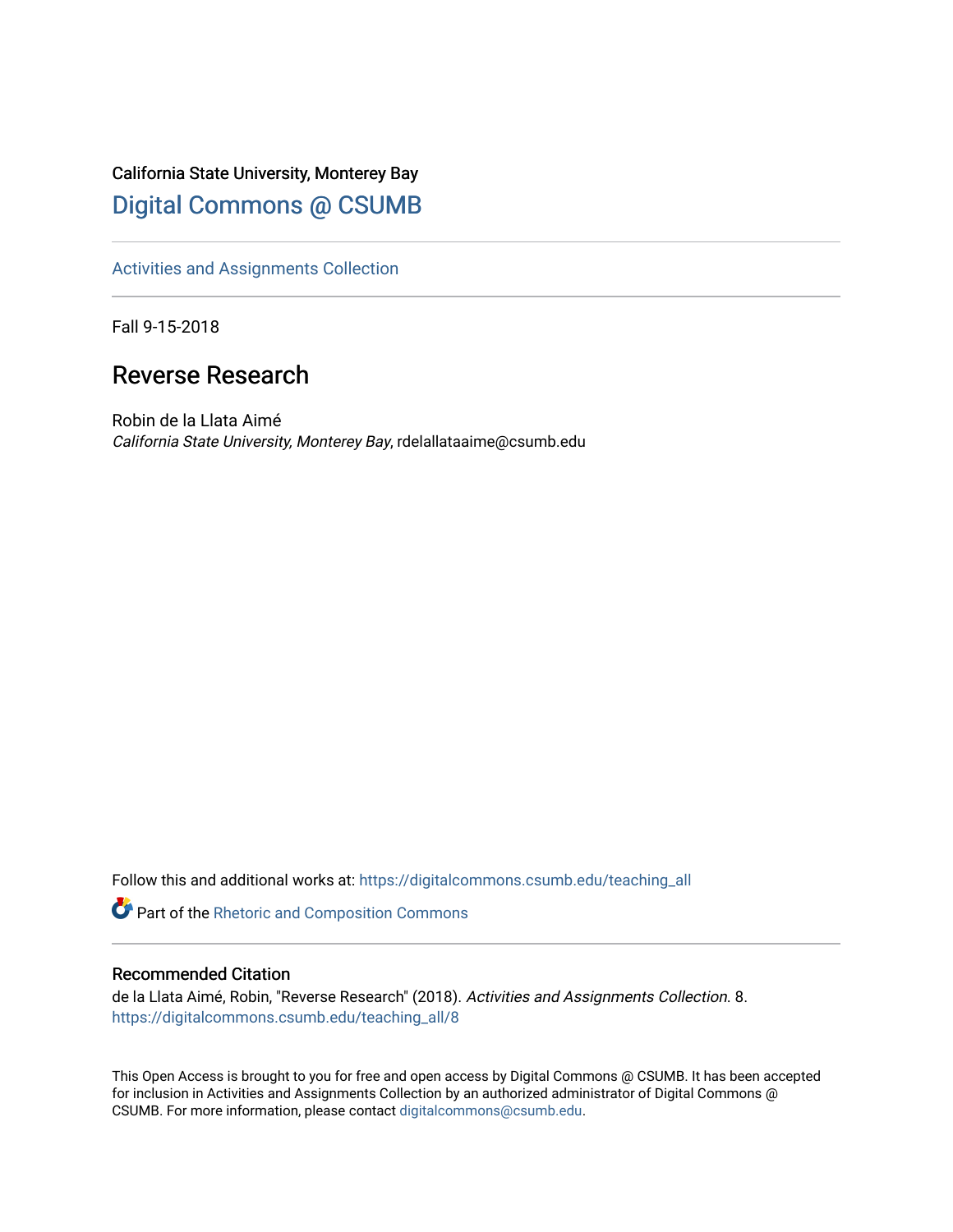California State University, Monterey Bay

[Digital Commons @ CSUMB](https://digitalcommons.csumb.edu/)

---

[Activities and Assignments Collection](https://digitalcommons.csumb.edu/teaching_all)

---

Fall 9-15-2018

# Reverse Research

Robin de la Llata Aimé

*California State University, Monterey Bay*, rdelallataaime@csumb.edu

Follow this and additional works at: https://digitalcommons.csumb.edu/teaching_all

Part of the Rhetoric and Composition Commons

---

## Recommended Citation

de la Llata Aimé, Robin, "Reverse Research" (2018). *Activities and Assignments Collection*. 8. https://digitalcommons.csumb.edu/teaching_all/8

This Open Access is brought to you for free and open access by Digital Commons @ CSUMB. It has been accepted for inclusion in Activities and Assignments Collection by an authorized administrator of Digital Commons @ CSUMB. For more information, please contact digitalcommons@csumb.edu.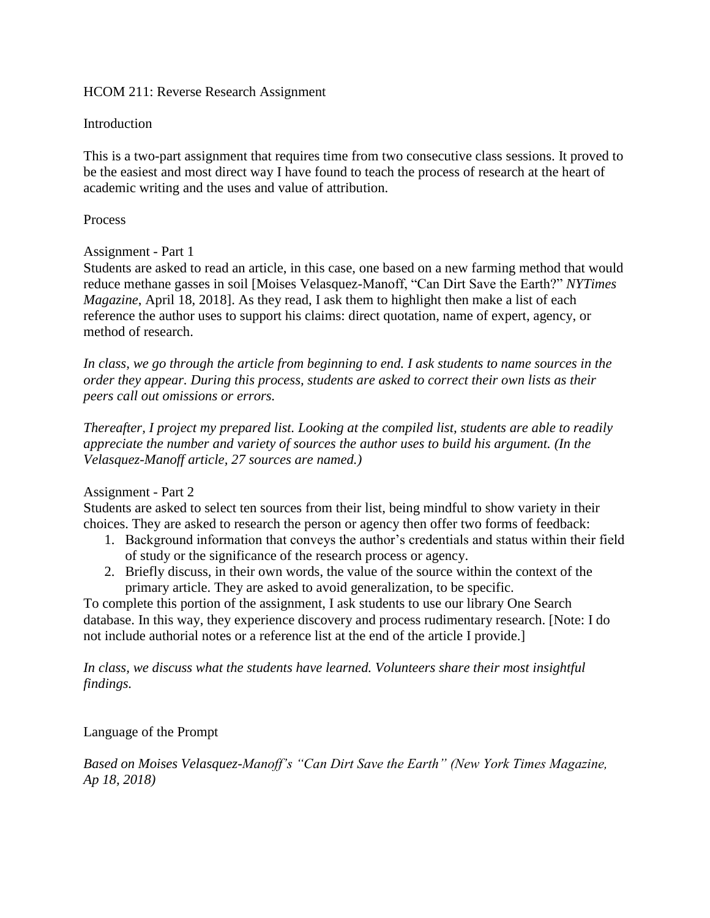HCOM 211: Reverse Research Assignment

## Introduction

This is a two-part assignment that requires time from two consecutive class sessions. It proved to be the easiest and most direct way I have found to teach the process of research at the heart of academic writing and the uses and value of attribution.

## Process

### Assignment - Part 1

Students are asked to read an article, in this case, one based on a new farming method that would reduce methane gasses in soil [Moises Velasquez-Manoff, "Can Dirt Save the Earth?" *NYTimes Magazine*, April 18, 2018]. As they read, I ask them to highlight then make a list of each reference the author uses to support his claims: direct quotation, name of expert, agency, or method of research.

*In class, we go through the article from beginning to end. I ask students to name sources in the order they appear. During this process, students are asked to correct their own lists as their peers call out omissions or errors.*

*Thereafter, I project my prepared list. Looking at the compiled list, students are able to readily appreciate the number and variety of sources the author uses to build his argument. (In the Velasquez-Manoff article, 27 sources are named.)*

### Assignment - Part 2

Students are asked to select ten sources from their list, being mindful to show variety in their choices. They are asked to research the person or agency then offer two forms of feedback:

1. Background information that conveys the author's credentials and status within their field of study or the significance of the research process or agency.
2. Briefly discuss, in their own words, the value of the source within the context of the primary article. They are asked to avoid generalization, to be specific.

To complete this portion of the assignment, I ask students to use our library One Search database. In this way, they experience discovery and process rudimentary research. [Note: I do not include authorial notes or a reference list at the end of the article I provide.]

*In class, we discuss what the students have learned. Volunteers share their most insightful findings.*

## Language of the Prompt

*Based on Moises Velasquez-Manoff's "Can Dirt Save the Earth" (New York Times Magazine, Ap 18, 2018)*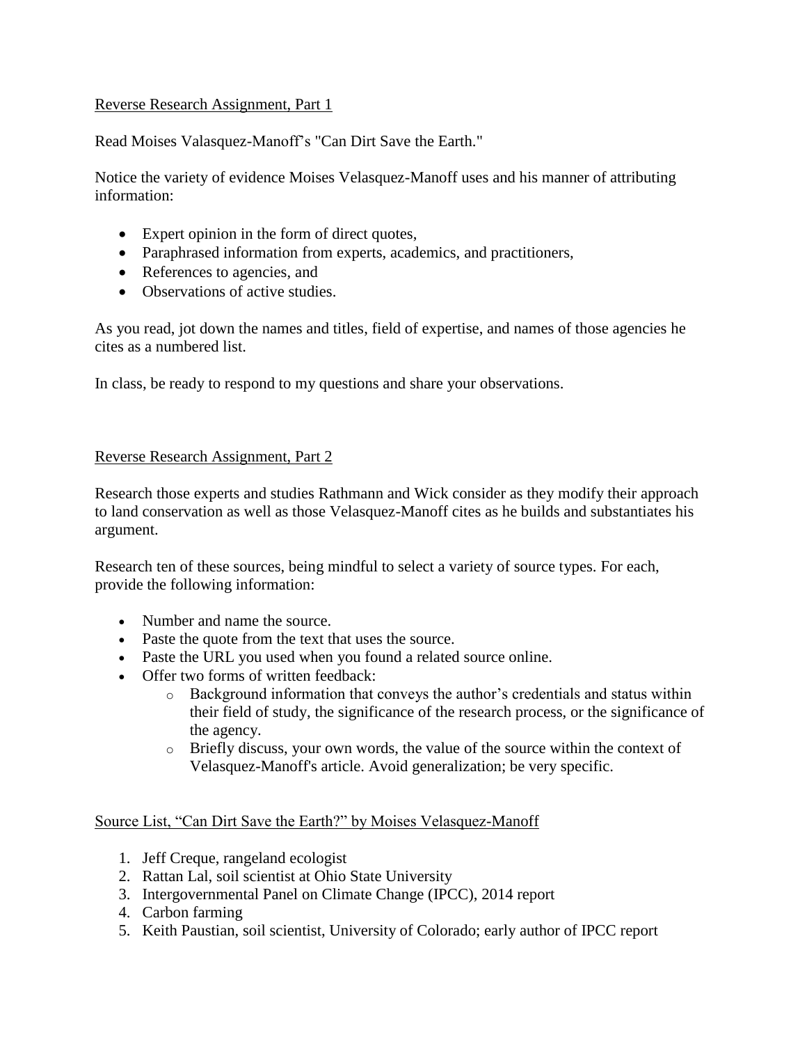Reverse Research Assignment, Part 1

Read Moises Valasquez-Manoff's "Can Dirt Save the Earth."

Notice the variety of evidence Moises Velasquez-Manoff uses and his manner of attributing information:

- Expert opinion in the form of direct quotes,
- Paraphrased information from experts, academics, and practitioners,
- References to agencies, and
- Observations of active studies.

As you read, jot down the names and titles, field of expertise, and names of those agencies he cites as a numbered list.

In class, be ready to respond to my questions and share your observations.

Reverse Research Assignment, Part 2

Research those experts and studies Rathmann and Wick consider as they modify their approach to land conservation as well as those Velasquez-Manoff cites as he builds and substantiates his argument.

Research ten of these sources, being mindful to select a variety of source types. For each, provide the following information:

- Number and name the source.
- Paste the quote from the text that uses the source.
- Paste the URL you used when you found a related source online.
- Offer two forms of written feedback:
  - Background information that conveys the author's credentials and status within their field of study, the significance of the research process, or the significance of the agency.
  - Briefly discuss, your own words, the value of the source within the context of Velasquez-Manoff's article. Avoid generalization; be very specific.

Source List, "Can Dirt Save the Earth?" by Moises Velasquez-Manoff

1. Jeff Creque, rangeland ecologist
2. Rattan Lal, soil scientist at Ohio State University
3. Intergovernmental Panel on Climate Change (IPCC), 2014 report
4. Carbon farming
5. Keith Paustian, soil scientist, University of Colorado; early author of IPCC report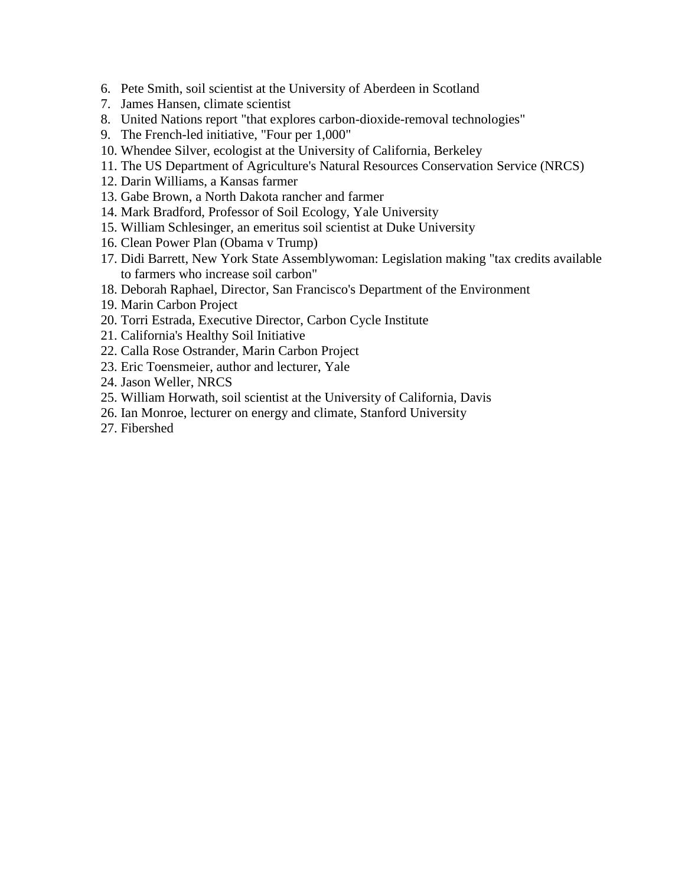6. Pete Smith, soil scientist at the University of Aberdeen in Scotland
7. James Hansen, climate scientist
8. United Nations report "that explores carbon-dioxide-removal technologies"
9. The French-led initiative, "Four per 1,000"
10. Whendee Silver, ecologist at the University of California, Berkeley
11. The US Department of Agriculture's Natural Resources Conservation Service (NRCS)
12. Darin Williams, a Kansas farmer
13. Gabe Brown, a North Dakota rancher and farmer
14. Mark Bradford, Professor of Soil Ecology, Yale University
15. William Schlesinger, an emeritus soil scientist at Duke University
16. Clean Power Plan (Obama v Trump)
17. Didi Barrett, New York State Assemblywoman: Legislation making "tax credits available to farmers who increase soil carbon"
18. Deborah Raphael, Director, San Francisco's Department of the Environment
19. Marin Carbon Project
20. Torri Estrada, Executive Director, Carbon Cycle Institute
21. California's Healthy Soil Initiative
22. Calla Rose Ostrander, Marin Carbon Project
23. Eric Toensmeier, author and lecturer, Yale
24. Jason Weller, NRCS
25. William Horwath, soil scientist at the University of California, Davis
26. Ian Monroe, lecturer on energy and climate, Stanford University
27. Fibershed